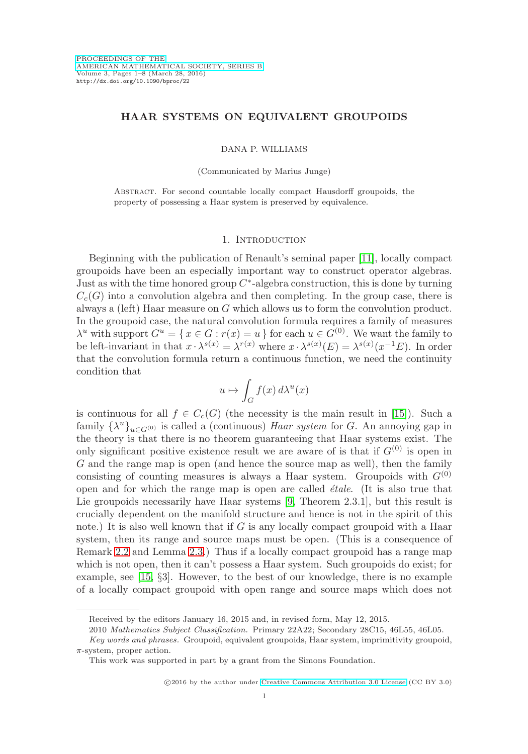# HAAR SYSTEMS ON EQUIVALENT GROUPOIDS

DANA P. WILLIAMS

(Communicated by Marius Junge)

Abstract. For second countable locally compact Hausdorff groupoids, the property of possessing a Haar system is preserved by equivalence.

## 1. Introduction

Beginning with the publication of Renault's seminal paper [11], locally compact groupoids have been an especially important way to construct operator algebras. Just as with the time honored group $C^*$-algebra construction, this is done by turning $C_c(G)$ into a convolution algebra and then completing. In the group case, there is always a (left) Haar measure on $G$ which allows us to form the convolution product. In the groupoid case, the natural convolution formula requires a family of measures $\lambda^u$ with support $G^u = \{ x \in G : r(x) = u \}$ for each $u \in G^{(0)}$. We want the family to be left-invariant in that $x \cdot \lambda^{s(x)} = \lambda^{r(x)}$ where $x \cdot \lambda^{s(x)}(E) = \lambda^{s(x)}(x^{-1}E)$. In order that the convolution formula return a continuous function, we need the continuity condition that

$$u \mapsto \int_G f(x)\, d\lambda^u(x)$$

is continuous for all $f \in C_c(G)$ (the necessity is the main result in [15]). Such a family $\{\lambda^u\}_{u \in G^{(0)}}$ is called a (continuous) *Haar system* for $G$. An annoying gap in the theory is that there is no theorem guaranteeing that Haar systems exist. The only significant positive existence result we are aware of is that if $G^{(0)}$ is open in $G$ and the range map is open (and hence the source map as well), then the family consisting of counting measures is always a Haar system. Groupoids with $G^{(0)}$ open and for which the range map is open are called *étale*. (It is also true that Lie groupoids necessarily have Haar systems [9, Theorem 2.3.1], but this result is crucially dependent on the manifold structure and hence is not in the spirit of this note.) It is also well known that if $G$ is any locally compact groupoid with a Haar system, then its range and source maps must be open. (This is a consequence of Remark 2.2 and Lemma 2.3.) Thus if a locally compact groupoid has a range map which is not open, then it can't possess a Haar system. Such groupoids do exist; for example, see [15, §3]. However, to the best of our knowledge, there is no example of a locally compact groupoid with open range and source maps which does not

---

Received by the editors January 16, 2015 and, in revised form, May 12, 2015.

2010 *Mathematics Subject Classification.* Primary 22A22; Secondary 28C15, 46L55, 46L05.

*Key words and phrases.* Groupoid, equivalent groupoids, Haar system, imprimitivity groupoid, $\pi$-system, proper action.

This work was supported in part by a grant from the Simons Foundation.

©2016 by the author under Creative Commons Attribution 3.0 License (CC BY 3.0)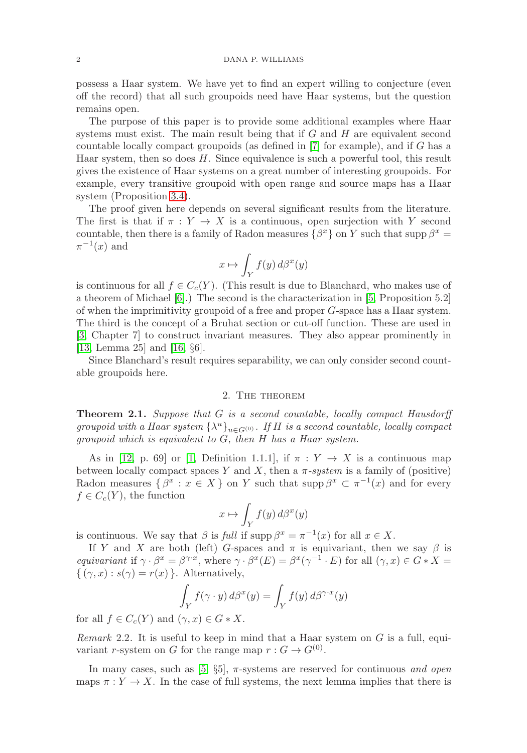possess a Haar system. We have yet to find an expert willing to conjecture (even off the record) that all such groupoids need have Haar systems, but the question remains open.

The purpose of this paper is to provide some additional examples where Haar systems must exist. The main result being that if $G$ and $H$ are equivalent second countable locally compact groupoids (as defined in [7] for example), and if $G$ has a Haar system, then so does $H$. Since equivalence is such a powerful tool, this result gives the existence of Haar systems on a great number of interesting groupoids. For example, every transitive groupoid with open range and source maps has a Haar system (Proposition 3.4).

The proof given here depends on several significant results from the literature. The first is that if $\pi : Y \to X$ is a continuous, open surjection with $Y$ second countable, then there is a family of Radon measures $\{\beta^x\}$ on $Y$ such that $\operatorname{supp} \beta^x = \pi^{-1}(x)$ and

$$x \mapsto \int_Y f(y)\, d\beta^x(y)$$

is continuous for all $f \in C_c(Y)$. (This result is due to Blanchard, who makes use of a theorem of Michael [6].) The second is the characterization in [5, Proposition 5.2] of when the imprimitivity groupoid of a free and proper $G$-space has a Haar system. The third is the concept of a Bruhat section or cut-off function. These are used in [3, Chapter 7] to construct invariant measures. They also appear prominently in [13, Lemma 25] and [16, §6].

Since Blanchard's result requires separability, we can only consider second countable groupoids here.

## 2. The theorem

**Theorem 2.1.** *Suppose that $G$ is a second countable, locally compact Hausdorff groupoid with a Haar system $\{\lambda^u\}_{u \in G^{(0)}}$. If $H$ is a second countable, locally compact groupoid which is equivalent to $G$, then $H$ has a Haar system.*

As in [12, p. 69] or [1, Definition 1.1.1], if $\pi : Y \to X$ is a continuous map between locally compact spaces $Y$ and $X$, then a *$\pi$-system* is a family of (positive) Radon measures $\{\, \beta^x : x \in X \,\}$ on $Y$ such that $\operatorname{supp} \beta^x \subset \pi^{-1}(x)$ and for every $f \in C_c(Y)$, the function

$$x \mapsto \int_Y f(y)\, d\beta^x(y)$$

is continuous. We say that $\beta$ is *full* if $\operatorname{supp} \beta^x = \pi^{-1}(x)$ for all $x \in X$.

If $Y$ and $X$ are both (left) $G$-spaces and $\pi$ is equivariant, then we say $\beta$ is *equivariant* if $\gamma \cdot \beta^x = \beta^{\gamma \cdot x}$, where $\gamma \cdot \beta^x(E) = \beta^x(\gamma^{-1} \cdot E)$ for all $(\gamma, x) \in G * X = \{\, (\gamma, x) : s(\gamma) = r(x) \,\}$. Alternatively,

$$\int_Y f(\gamma \cdot y)\, d\beta^x(y) = \int_Y f(y)\, d\beta^{\gamma \cdot x}(y)$$

for all $f \in C_c(Y)$ and $(\gamma, x) \in G * X$.

*Remark* 2.2. It is useful to keep in mind that a Haar system on $G$ is a full, equivariant $r$-system on $G$ for the range map $r : G \to G^{(0)}$.

In many cases, such as [5, §5], $\pi$-systems are reserved for continuous *and open* maps $\pi : Y \to X$. In the case of full systems, the next lemma implies that there is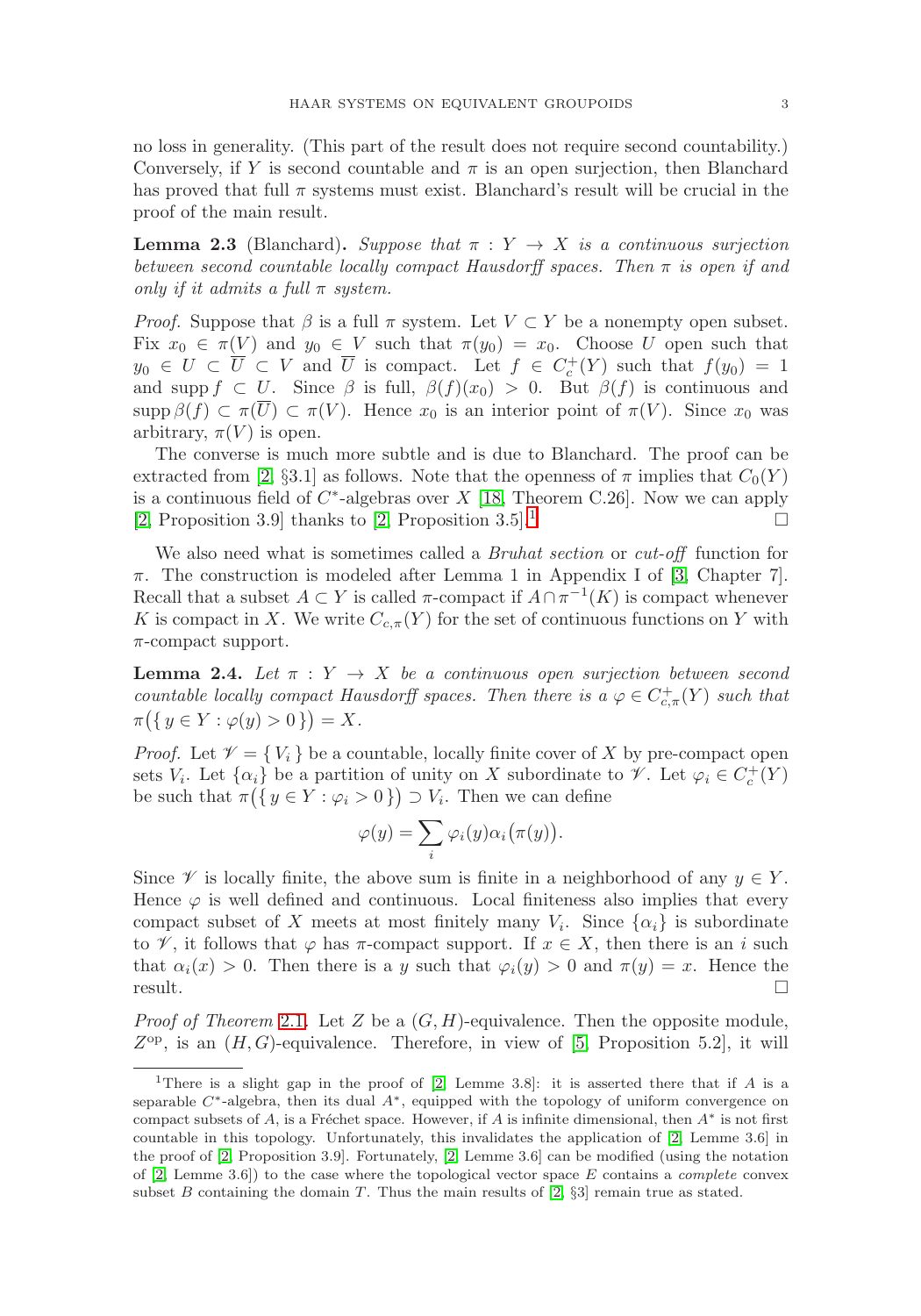no loss in generality. (This part of the result does not require second countability.) Conversely, if $Y$ is second countable and $\pi$ is an open surjection, then Blanchard has proved that full $\pi$ systems must exist. Blanchard's result will be crucial in the proof of the main result.

**Lemma 2.3** (Blanchard)**.** *Suppose that $\pi : Y \to X$ is a continuous surjection between second countable locally compact Hausdorff spaces. Then $\pi$ is open if and only if it admits a full $\pi$ system.*

*Proof.* Suppose that $\beta$ is a full $\pi$ system. Let $V \subset Y$ be a nonempty open subset. Fix $x_0 \in \pi(V)$ and $y_0 \in V$ such that $\pi(y_0) = x_0$. Choose $U$ open such that $y_0 \in U \subset \overline{U} \subset V$ and $\overline{U}$ is compact. Let $f \in C_c^+(Y)$ such that $f(y_0) = 1$ and $\operatorname{supp} f \subset U$. Since $\beta$ is full, $\beta(f)(x_0) > 0$. But $\beta(f)$ is continuous and $\operatorname{supp} \beta(f) \subset \pi(\overline{U}) \subset \pi(V)$. Hence $x_0$ is an interior point of $\pi(V)$. Since $x_0$ was arbitrary, $\pi(V)$ is open.

The converse is much more subtle and is due to Blanchard. The proof can be extracted from [2, §3.1] as follows. Note that the openness of $\pi$ implies that $C_0(Y)$ is a continuous field of $C^*$-algebras over $X$ [18, Theorem C.26]. Now we can apply [2, Proposition 3.9] thanks to [2, Proposition 3.5].[1] □

We also need what is sometimes called a *Bruhat section* or *cut-off* function for $\pi$. The construction is modeled after Lemma 1 in Appendix I of [3, Chapter 7]. Recall that a subset $A \subset Y$ is called $\pi$-compact if $A \cap \pi^{-1}(K)$ is compact whenever $K$ is compact in $X$. We write $C_{c,\pi}(Y)$ for the set of continuous functions on $Y$ with $\pi$-compact support.

**Lemma 2.4.** *Let $\pi : Y \to X$ be a continuous open surjection between second countable locally compact Hausdorff spaces. Then there is a $\varphi \in C_{c,\pi}^+(Y)$ such that $\pi\big(\{\, y \in Y : \varphi(y) > 0 \,\}\big) = X$.*

*Proof.* Let $\mathscr{V} = \{\, V_i \,\}$ be a countable, locally finite cover of $X$ by pre-compact open sets $V_i$. Let $\{\alpha_i\}$ be a partition of unity on $X$ subordinate to $\mathscr{V}$. Let $\varphi_i \in C_c^+(Y)$ be such that $\pi\big(\{\, y \in Y : \varphi_i > 0 \,\}\big) \supset V_i$. Then we can define

$$\varphi(y) = \sum_i \varphi_i(y)\alpha_i\big(\pi(y)\big).$$

Since $\mathscr{V}$ is locally finite, the above sum is finite in a neighborhood of any $y \in Y$. Hence $\varphi$ is well defined and continuous. Local finiteness also implies that every compact subset of $X$ meets at most finitely many $V_i$. Since $\{\alpha_i\}$ is subordinate to $\mathscr{V}$, it follows that $\varphi$ has $\pi$-compact support. If $x \in X$, then there is an $i$ such that $\alpha_i(x) > 0$. Then there is a $y$ such that $\varphi_i(y) > 0$ and $\pi(y) = x$. Hence the result. □

*Proof of Theorem 2.1.* Let $Z$ be a $(G, H)$-equivalence. Then the opposite module, $Z^{\mathrm{op}}$, is an $(H, G)$-equivalence. Therefore, in view of [5, Proposition 5.2], it will

[1] There is a slight gap in the proof of [2, Lemme 3.8]: it is asserted there that if $A$ is a separable $C^*$-algebra, then its dual $A^*$, equipped with the topology of uniform convergence on compact subsets of $A$, is a Fréchet space. However, if $A$ is infinite dimensional, then $A^*$ is not first countable in this topology. Unfortunately, this invalidates the application of [2, Lemme 3.6] in the proof of [2, Proposition 3.9]. Fortunately, [2, Lemme 3.6] can be modified (using the notation of [2, Lemme 3.6]) to the case where the topological vector space $E$ contains a *complete* convex subset $B$ containing the domain $T$. Thus the main results of [2, §3] remain true as stated.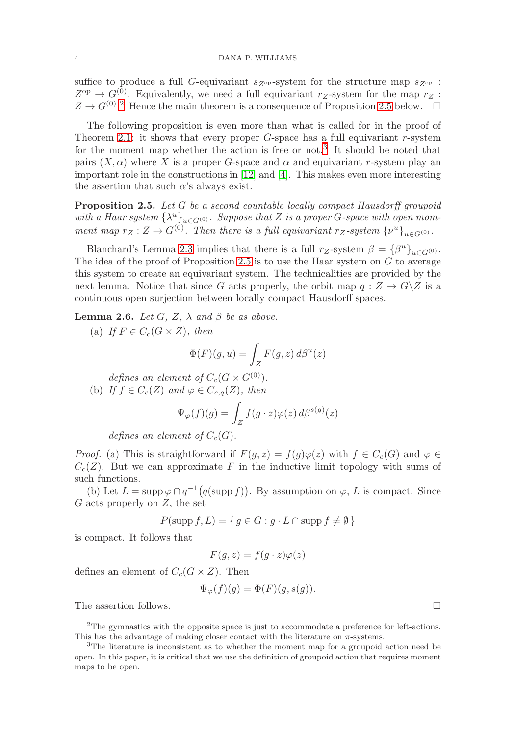suffice to produce a full $G$-equivariant $s_{Z^{\mathrm{op}}}$-system for the structure map $s_{Z^{\mathrm{op}}} : Z^{\mathrm{op}} \to G^{(0)}$. Equivalently, we need a full equivariant $r_Z$-system for the map $r_Z : Z \to G^{(0)}$.[2] Hence the main theorem is a consequence of Proposition 2.5 below. $\square$

The following proposition is even more than what is called for in the proof of Theorem 2.1: it shows that every proper $G$-space has a full equivariant $r$-system for the moment map whether the action is free or not.[3] It should be noted that pairs $(X, \alpha)$ where $X$ is a proper $G$-space and $\alpha$ and equivariant $r$-system play an important role in the constructions in [12] and [4]. This makes even more interesting the assertion that such $\alpha$'s always exist.

**Proposition 2.5.** *Let $G$ be a second countable locally compact Hausdorff groupoid with a Haar system $\{\lambda^u\}_{u\in G^{(0)}}$. Suppose that $Z$ is a proper $G$-space with open moment map $r_Z : Z \to G^{(0)}$. Then there is a full equivariant $r_Z$-system $\{\nu^u\}_{u\in G^{(0)}}$.*

Blanchard's Lemma 2.3 implies that there is a full $r_Z$-system $\beta = \{\beta^u\}_{u\in G^{(0)}}$. The idea of the proof of Proposition 2.5 is to use the Haar system on $G$ to average this system to create an equivariant system. The technicalities are provided by the next lemma. Notice that since $G$ acts properly, the orbit map $q : Z \to G\backslash Z$ is a continuous open surjection between locally compact Hausdorff spaces.

**Lemma 2.6.** *Let $G$, $Z$, $\lambda$ and $\beta$ be as above.*

(a) *If $F \in C_c(G \times Z)$, then*
$$\Phi(F)(g, u) = \int_Z F(g, z)\, d\beta^u(z)$$
*defines an element of $C_c(G \times G^{(0)})$.*

(b) *If $f \in C_c(Z)$ and $\varphi \in C_{c,q}(Z)$, then*
$$\Psi_\varphi(f)(g) = \int_Z f(g\cdot z)\varphi(z)\, d\beta^{s(g)}(z)$$
*defines an element of $C_c(G)$.*

*Proof.* (a) This is straightforward if $F(g, z) = f(g)\varphi(z)$ with $f \in C_c(G)$ and $\varphi \in C_c(Z)$. But we can approximate $F$ in the inductive limit topology with sums of such functions.

(b) Let $L = \operatorname{supp}\varphi \cap q^{-1}\big(q(\operatorname{supp} f)\big)$. By assumption on $\varphi$, $L$ is compact. Since $G$ acts properly on $Z$, the set
$$P(\operatorname{supp} f, L) = \{\, g \in G : g\cdot L \cap \operatorname{supp} f \neq \emptyset \,\}$$
is compact. It follows that
$$F(g, z) = f(g\cdot z)\varphi(z)$$
defines an element of $C_c(G \times Z)$. Then
$$\Psi_\varphi(f)(g) = \Phi(F)(g, s(g)).$$
The assertion follows. $\square$

[2] The gymnastics with the opposite space is just to accommodate a preference for left-actions. This has the advantage of making closer contact with the literature on $\pi$-systems.

[3] The literature is inconsistent as to whether the moment map for a groupoid action need be open. In this paper, it is critical that we use the definition of groupoid action that requires moment maps to be open.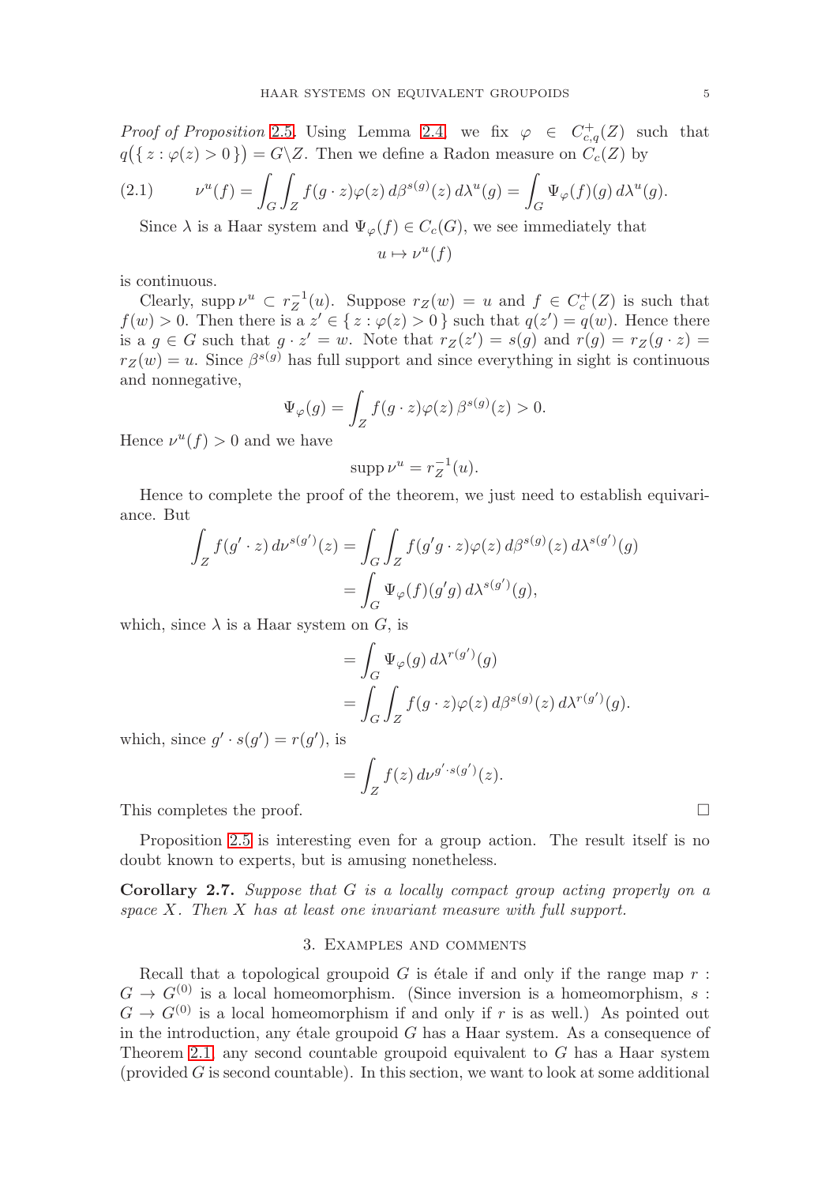*Proof of Proposition 2.5.* Using Lemma 2.4 we fix $\varphi \in C^+_{c,q}(Z)$ such that $q(\{ z : \varphi(z) > 0 \}) = G\backslash Z$. Then we define a Radon measure on $C_c(Z)$ by

$$\nu^u(f) = \int_G \int_Z f(g \cdot z)\varphi(z)\, d\beta^{s(g)}(z)\, d\lambda^u(g) = \int_G \Psi_\varphi(f)(g)\, d\lambda^u(g). \tag{2.1}$$

Since $\lambda$ is a Haar system and $\Psi_\varphi(f) \in C_c(G)$, we see immediately that

$$u \mapsto \nu^u(f)$$

is continuous.

Clearly, $\operatorname{supp} \nu^u \subset r_Z^{-1}(u)$. Suppose $r_Z(w) = u$ and $f \in C_c^+(Z)$ is such that $f(w) > 0$. Then there is a $z' \in \{ z : \varphi(z) > 0 \}$ such that $q(z') = q(w)$. Hence there is a $g \in G$ such that $g \cdot z' = w$. Note that $r_Z(z') = s(g)$ and $r(g) = r_Z(g \cdot z) = r_Z(w) = u$. Since $\beta^{s(g)}$ has full support and since everything in sight is continuous and nonnegative,

$$\Psi_\varphi(g) = \int_Z f(g \cdot z)\varphi(z)\, \beta^{s(g)}(z) > 0.$$

Hence $\nu^u(f) > 0$ and we have

$$\operatorname{supp} \nu^u = r_Z^{-1}(u).$$

Hence to complete the proof of the theorem, we just need to establish equivariance. But

$$\begin{aligned}
\int_Z f(g' \cdot z)\, d\nu^{s(g')}(z) &= \int_G \int_Z f(g'g \cdot z)\varphi(z)\, d\beta^{s(g)}(z)\, d\lambda^{s(g')}(g) \\
&= \int_G \Psi_\varphi(f)(g'g)\, d\lambda^{s(g')}(g),
\end{aligned}$$

which, since $\lambda$ is a Haar system on $G$, is

$$\begin{aligned}
&= \int_G \Psi_\varphi(g)\, d\lambda^{r(g')}(g) \\
&= \int_G \int_Z f(g \cdot z)\varphi(z)\, d\beta^{s(g)}(z)\, d\lambda^{r(g')}(g).
\end{aligned}$$

which, since $g' \cdot s(g') = r(g')$, is

$$= \int_Z f(z)\, d\nu^{g' \cdot s(g')}(z).$$

This completes the proof. □

Proposition 2.5 is interesting even for a group action. The result itself is no doubt known to experts, but is amusing nonetheless.

**Corollary 2.7.** *Suppose that $G$ is a locally compact group acting properly on a space $X$. Then $X$ has at least one invariant measure with full support.*

## 3. Examples and comments

Recall that a topological groupoid $G$ is étale if and only if the range map $r : G \to G^{(0)}$ is a local homeomorphism. (Since inversion is a homeomorphism, $s : G \to G^{(0)}$ is a local homeomorphism if and only if $r$ is as well.) As pointed out in the introduction, any étale groupoid $G$ has a Haar system. As a consequence of Theorem 2.1, any second countable groupoid equivalent to $G$ has a Haar system (provided $G$ is second countable). In this section, we want to look at some additional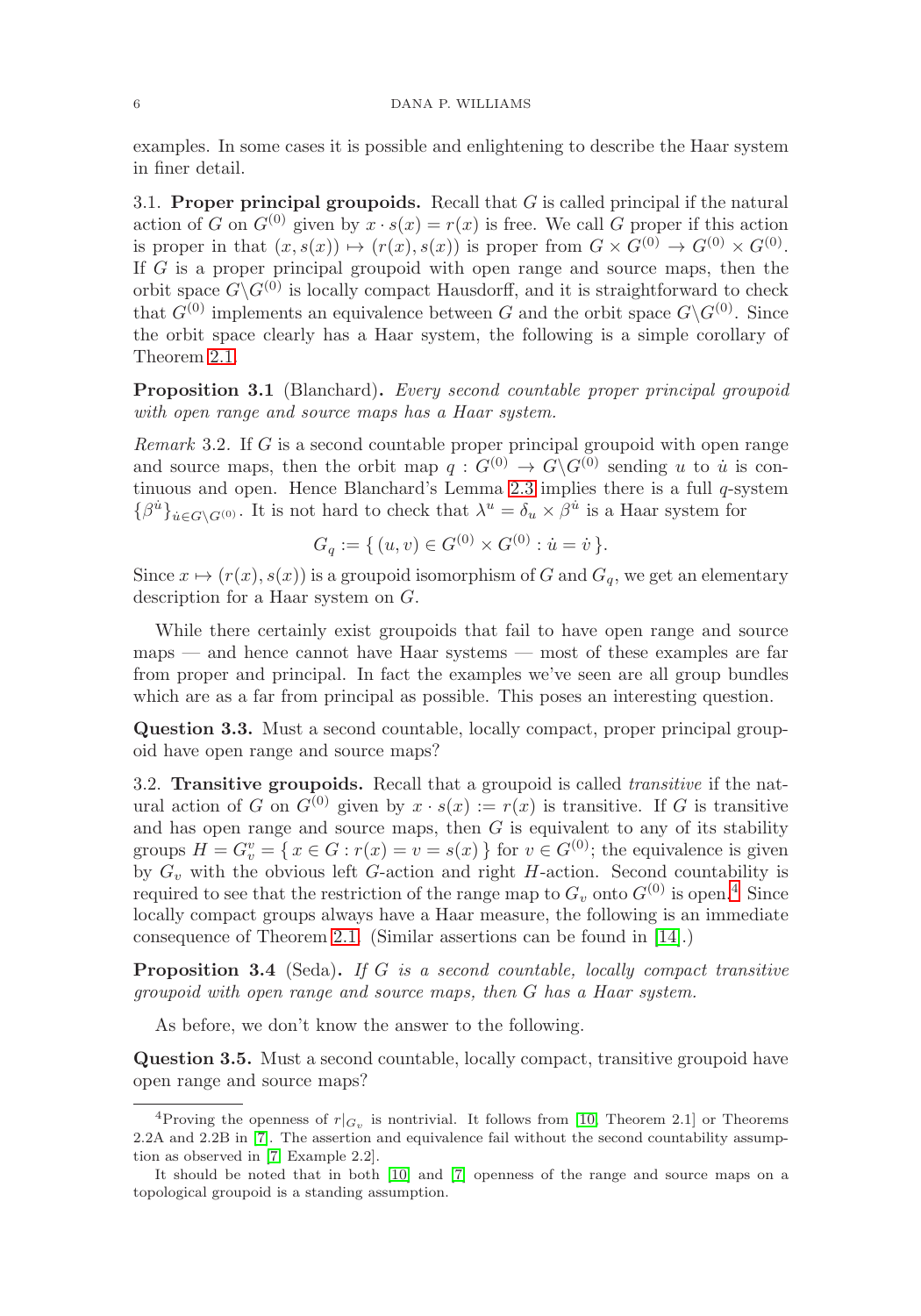examples. In some cases it is possible and enlightening to describe the Haar system in finer detail.

### 3.1. Proper principal groupoids.

Recall that $G$ is called principal if the natural action of $G$ on $G^{(0)}$ given by $x \cdot s(x) = r(x)$ is free. We call $G$ proper if this action is proper in that $(x, s(x)) \mapsto (r(x), s(x))$ is proper from $G \times G^{(0)} \to G^{(0)} \times G^{(0)}$. If $G$ is a proper principal groupoid with open range and source maps, then the orbit space $G\backslash G^{(0)}$ is locally compact Hausdorff, and it is straightforward to check that $G^{(0)}$ implements an equivalence between $G$ and the orbit space $G\backslash G^{(0)}$. Since the orbit space clearly has a Haar system, the following is a simple corollary of Theorem 2.1.

**Proposition 3.1** (Blanchard)**.** *Every second countable proper principal groupoid with open range and source maps has a Haar system.*

*Remark* 3.2. If $G$ is a second countable proper principal groupoid with open range and source maps, then the orbit map $q : G^{(0)} \to G\backslash G^{(0)}$ sending $u$ to $\dot{u}$ is continuous and open. Hence Blanchard's Lemma 2.3 implies there is a full $q$-system $\{\beta^{\dot{u}}\}_{\dot{u} \in G\backslash G^{(0)}}$. It is not hard to check that $\lambda^u = \delta_u \times \beta^{\dot{u}}$ is a Haar system for

$$G_q := \{\, (u, v) \in G^{(0)} \times G^{(0)} : \dot{u} = \dot{v} \,\}.$$

Since $x \mapsto (r(x), s(x))$ is a groupoid isomorphism of $G$ and $G_q$, we get an elementary description for a Haar system on $G$.

While there certainly exist groupoids that fail to have open range and source maps — and hence cannot have Haar systems — most of these examples are far from proper and principal. In fact the examples we've seen are all group bundles which are as a far from principal as possible. This poses an interesting question.

**Question 3.3.** Must a second countable, locally compact, proper principal groupoid have open range and source maps?

### 3.2. Transitive groupoids.

Recall that a groupoid is called *transitive* if the natural action of $G$ on $G^{(0)}$ given by $x \cdot s(x) := r(x)$ is transitive. If $G$ is transitive and has open range and source maps, then $G$ is equivalent to any of its stability groups $H = G^v_v = \{\, x \in G : r(x) = v = s(x) \,\}$ for $v \in G^{(0)}$; the equivalence is given by $G_v$ with the obvious left $G$-action and right $H$-action. Second countability is required to see that the restriction of the range map to $G_v$ onto $G^{(0)}$ is open.[4] Since locally compact groups always have a Haar measure, the following is an immediate consequence of Theorem 2.1. (Similar assertions can be found in [14].)

**Proposition 3.4** (Seda)**.** *If $G$ is a second countable, locally compact transitive groupoid with open range and source maps, then $G$ has a Haar system.*

As before, we don't know the answer to the following.

**Question 3.5.** Must a second countable, locally compact, transitive groupoid have open range and source maps?

---

[4] Proving the openness of $r|_{G_v}$ is nontrivial. It follows from [10, Theorem 2.1] or Theorems 2.2A and 2.2B in [7]. The assertion and equivalence fail without the second countability assumption as observed in [7, Example 2.2].

It should be noted that in both [10] and [7] openness of the range and source maps on a topological groupoid is a standing assumption.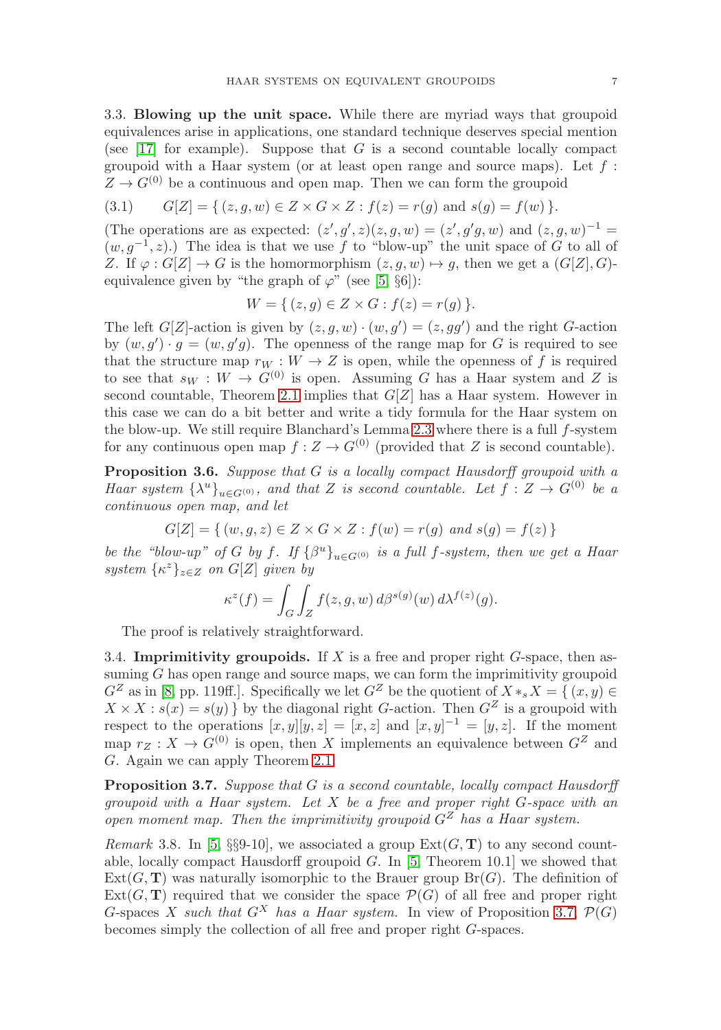3.3. **Blowing up the unit space.** While there are myriad ways that groupoid equivalences arise in applications, one standard technique deserves special mention (see [17] for example). Suppose that $G$ is a second countable locally compact groupoid with a Haar system (or at least open range and source maps). Let $f : Z \to G^{(0)}$ be a continuous and open map. Then we can form the groupoid

$$G[Z] = \{\, (z, g, w) \in Z \times G \times Z : f(z) = r(g) \text{ and } s(g) = f(w) \,\}. \tag{3.1}$$

(The operations are as expected: $(z', g', z)(z, g, w) = (z', g'g, w)$ and $(z, g, w)^{-1} = (w, g^{-1}, z)$.) The idea is that we use $f$ to "blow-up" the unit space of $G$ to all of $Z$. If $\varphi : G[Z] \to G$ is the homormorphism $(z, g, w) \mapsto g$, then we get a $(G[Z], G)$-equivalence given by "the graph of $\varphi$" (see [5, §6]):

$$W = \{\, (z, g) \in Z \times G : f(z) = r(g) \,\}.$$

The left $G[Z]$-action is given by $(z, g, w) \cdot (w, g') = (z, gg')$ and the right $G$-action by $(w, g') \cdot g = (w, g'g)$. The openness of the range map for $G$ is required to see that the structure map $r_W : W \to Z$ is open, while the openness of $f$ is required to see that $s_W : W \to G^{(0)}$ is open. Assuming $G$ has a Haar system and $Z$ is second countable, Theorem 2.1 implies that $G[Z]$ has a Haar system. However in this case we can do a bit better and write a tidy formula for the Haar system on the blow-up. We still require Blanchard's Lemma 2.3 where there is a full $f$-system for any continuous open map $f : Z \to G^{(0)}$ (provided that $Z$ is second countable).

**Proposition 3.6.** *Suppose that $G$ is a locally compact Hausdorff groupoid with a Haar system $\{\lambda^u\}_{u\in G^{(0)}}$, and that $Z$ is second countable. Let $f : Z \to G^{(0)}$ be a continuous open map, and let*

$$G[Z] = \{\, (w, g, z) \in Z \times G \times Z : f(w) = r(g) \text{ and } s(g) = f(z) \,\}$$

*be the "blow-up" of $G$ by $f$. If $\{\beta^u\}_{u\in G^{(0)}}$ is a full $f$-system, then we get a Haar system $\{\kappa^z\}_{z\in Z}$ on $G[Z]$ given by*

$$\kappa^z(f) = \int_G \int_Z f(z, g, w)\, d\beta^{s(g)}(w)\, d\lambda^{f(z)}(g).$$

The proof is relatively straightforward.

3.4. **Imprimitivity groupoids.** If $X$ is a free and proper right $G$-space, then assuming $G$ has open range and source maps, we can form the imprimitivity groupoid $G^Z$ as in [8, pp. 119ff.]. Specifically we let $G^Z$ be the quotient of $X *_s X = \{\, (x, y) \in X \times X : s(x) = s(y) \,\}$ by the diagonal right $G$-action. Then $G^Z$ is a groupoid with respect to the operations $[x, y][y, z] = [x, z]$ and $[x, y]^{-1} = [y, z]$. If the moment map $r_Z : X \to G^{(0)}$ is open, then $X$ implements an equivalence between $G^Z$ and $G$. Again we can apply Theorem 2.1.

**Proposition 3.7.** *Suppose that $G$ is a second countable, locally compact Hausdorff groupoid with a Haar system. Let $X$ be a free and proper right $G$-space with an open moment map. Then the imprimitivity groupoid $G^Z$ has a Haar system.*

*Remark* 3.8. In [5, §§9-10], we associated a group $\operatorname{Ext}(G, \mathbf{T})$ to any second countable, locally compact Hausdorff groupoid $G$. In [5, Theorem 10.1] we showed that $\operatorname{Ext}(G, \mathbf{T})$ was naturally isomorphic to the Brauer group $\operatorname{Br}(G)$. The definition of $\operatorname{Ext}(G, \mathbf{T})$ required that we consider the space $\mathcal{P}(G)$ of all free and proper right $G$-spaces $X$ *such that $G^X$ has a Haar system.* In view of Proposition 3.7, $\mathcal{P}(G)$ becomes simply the collection of all free and proper right $G$-spaces.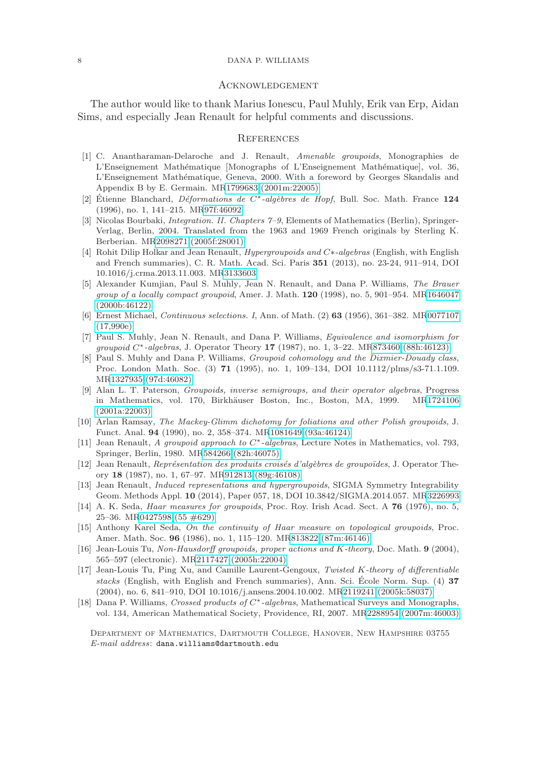## Acknowledgement

The author would like to thank Marius Ionescu, Paul Muhly, Erik van Erp, Aidan Sims, and especially Jean Renault for helpful comments and discussions.

## References

[1] C. Anantharaman-Delaroche and J. Renault, *Amenable groupoids*, Monographies de L'Enseignement Mathématique [Monographs of L'Enseignement Mathématique], vol. 36, L'Enseignement Mathématique, Geneva, 2000. With a foreword by Georges Skandalis and Appendix B by E. Germain. MR1799683 (2001m:22005)

[2] Étienne Blanchard, *Déformations de $C^*$-algèbres de Hopf*, Bull. Soc. Math. France **124** (1996), no. 1, 141–215. MR97f:46092

[3] Nicolas Bourbaki, *Integration. II. Chapters 7–9*, Elements of Mathematics (Berlin), Springer-Verlag, Berlin, 2004. Translated from the 1963 and 1969 French originals by Sterling K. Berberian. MR2098271 (2005f:28001)

[4] Rohit Dilip Holkar and Jean Renault, *Hypergroupoids and C∗-algebras* (English, with English and French summaries), C. R. Math. Acad. Sci. Paris **351** (2013), no. 23-24, 911–914, DOI 10.1016/j.crma.2013.11.003. MR3133603

[5] Alexander Kumjian, Paul S. Muhly, Jean N. Renault, and Dana P. Williams, *The Brauer group of a locally compact groupoid*, Amer. J. Math. **120** (1998), no. 5, 901–954. MR1646047 (2000b:46122)

[6] Ernest Michael, *Continuous selections. I*, Ann. of Math. (2) **63** (1956), 361–382. MR0077107 (17,990e)

[7] Paul S. Muhly, Jean N. Renault, and Dana P. Williams, *Equivalence and isomorphism for groupoid $C^*$-algebras*, J. Operator Theory **17** (1987), no. 1, 3–22. MR873460 (88h:46123)

[8] Paul S. Muhly and Dana P. Williams, *Groupoid cohomology and the Dixmier-Douady class*, Proc. London Math. Soc. (3) **71** (1995), no. 1, 109–134, DOI 10.1112/plms/s3-71.1.109. MR1327935 (97d:46082)

[9] Alan L. T. Paterson, *Groupoids, inverse semigroups, and their operator algebras*, Progress in Mathematics, vol. 170, Birkhäuser Boston, Inc., Boston, MA, 1999. MR1724106 (2001a:22003)

[10] Arlan Ramsay, *The Mackey-Glimm dichotomy for foliations and other Polish groupoids*, J. Funct. Anal. **94** (1990), no. 2, 358–374. MR1081649 (93a:46124)

[11] Jean Renault, *A groupoid approach to $C^*$-algebras*, Lecture Notes in Mathematics, vol. 793, Springer, Berlin, 1980. MR584266 (82h:46075)

[12] Jean Renault, *Représentation des produits croisés d'algèbres de groupoïdes*, J. Operator Theory **18** (1987), no. 1, 67–97. MR912813 (89g:46108)

[13] Jean Renault, *Induced representations and hypergroupoids*, SIGMA Symmetry Integrability Geom. Methods Appl. **10** (2014), Paper 057, 18, DOI 10.3842/SIGMA.2014.057. MR3226993

[14] A. K. Seda, *Haar measures for groupoids*, Proc. Roy. Irish Acad. Sect. A **76** (1976), no. 5, 25–36. MR0427598 (55 #629)

[15] Anthony Karel Seda, *On the continuity of Haar measure on topological groupoids*, Proc. Amer. Math. Soc. **96** (1986), no. 1, 115–120. MR813822 (87m:46146)

[16] Jean-Louis Tu, *Non-Hausdorff groupoids, proper actions and K-theory*, Doc. Math. **9** (2004), 565–597 (electronic). MR2117427 (2005h:22004)

[17] Jean-Louis Tu, Ping Xu, and Camille Laurent-Gengoux, *Twisted K-theory of differentiable stacks* (English, with English and French summaries), Ann. Sci. École Norm. Sup. (4) **37** (2004), no. 6, 841–910, DOI 10.1016/j.ansens.2004.10.002. MR2119241 (2005k:58037)

[18] Dana P. Williams, *Crossed products of $C^*$-algebras*, Mathematical Surveys and Monographs, vol. 134, American Mathematical Society, Providence, RI, 2007. MR2288954 (2007m:46003)

Department of Mathematics, Dartmouth College, Hanover, New Hampshire 03755
*E-mail address*: dana.williams@dartmouth.edu